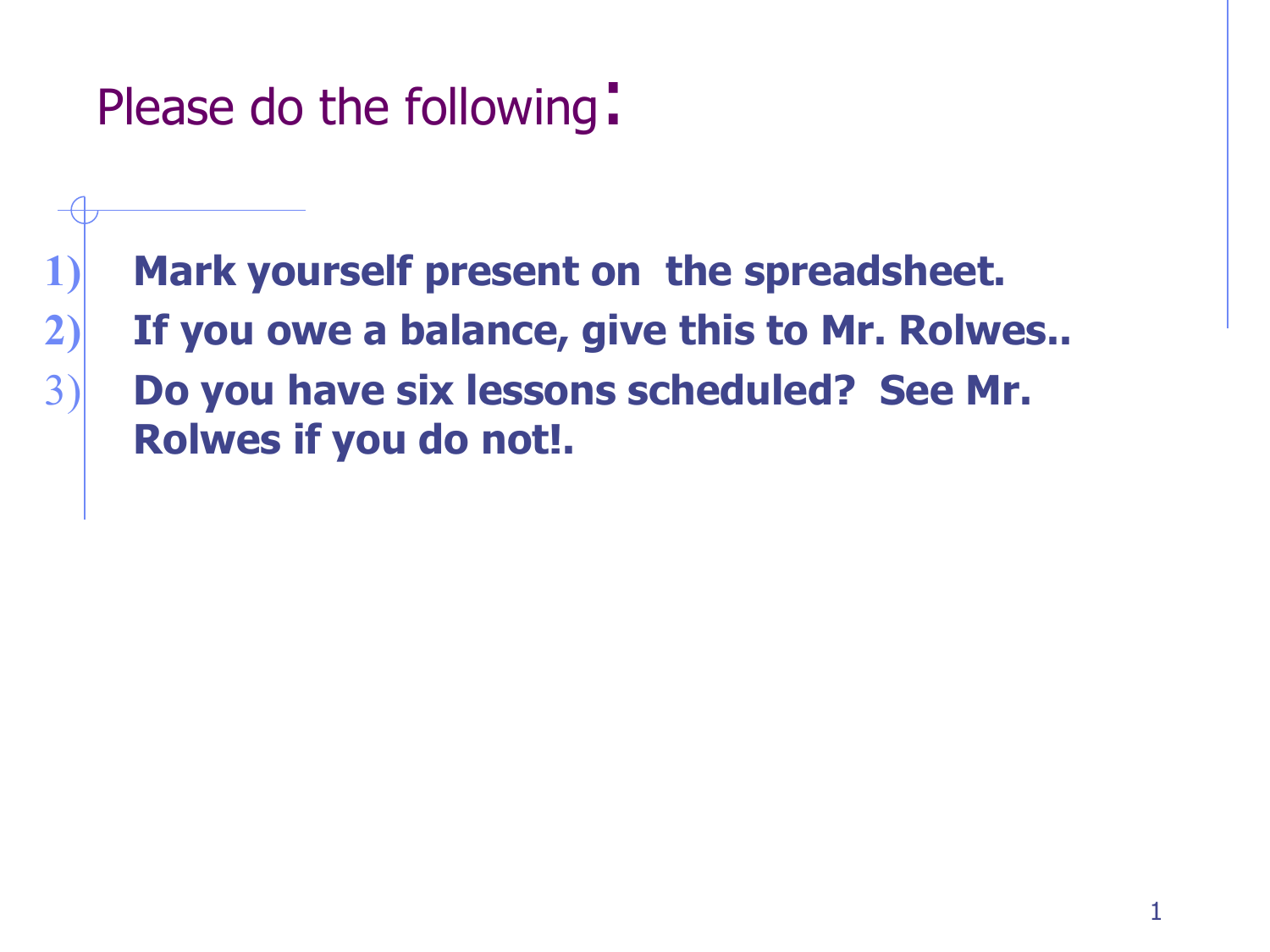# Please do the following:

1) **Mark yourself present on the spreadsheet.**
2) **If you owe a balance, give this to Mr. Rolwes..**
3) **Do you have six lessons scheduled? See Mr. Rolwes if you do not!.**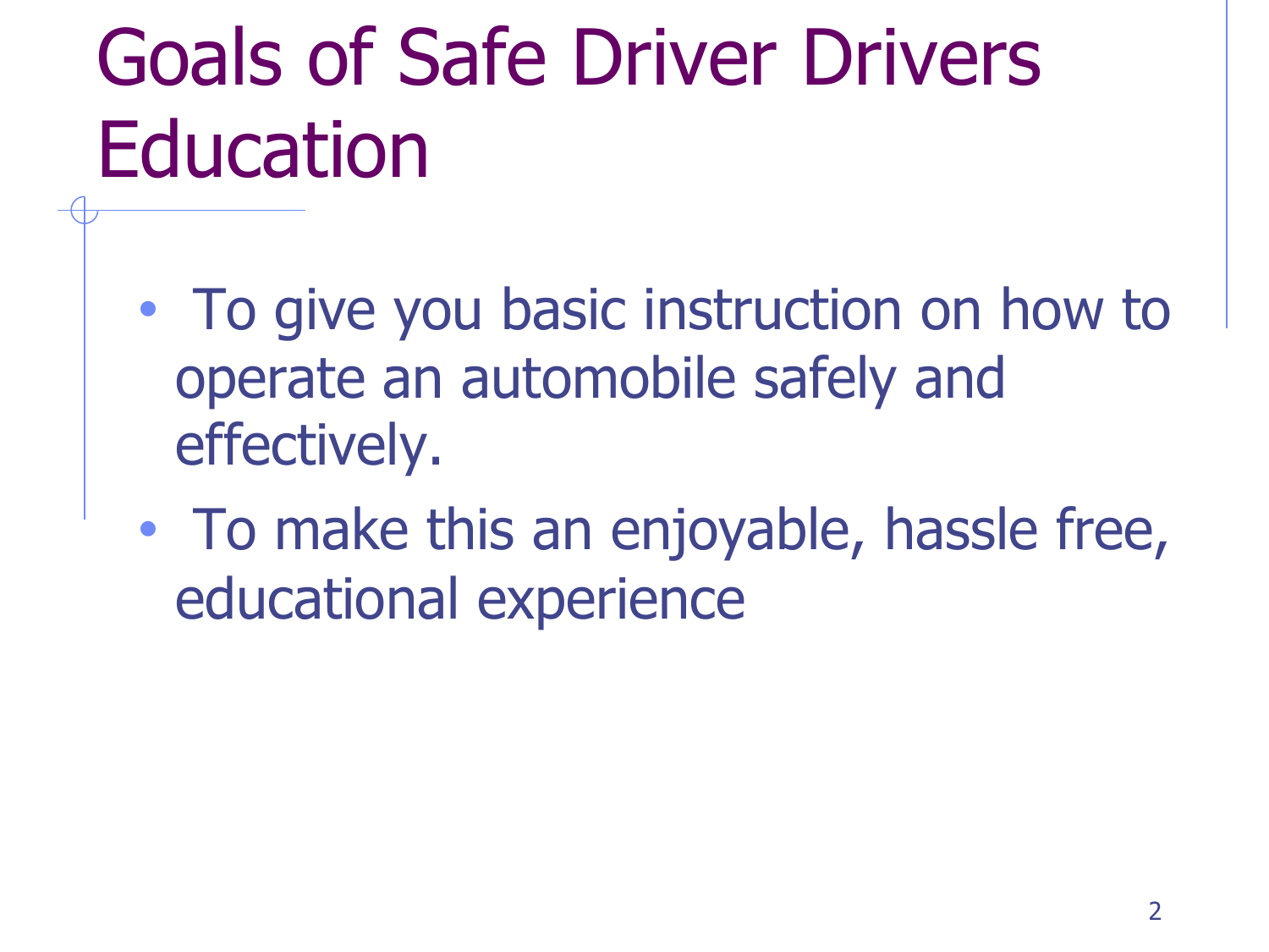# Goals of Safe Driver Drivers Education

- To give you basic instruction on how to operate an automobile safely and effectively.
- To make this an enjoyable, hassle free, educational experience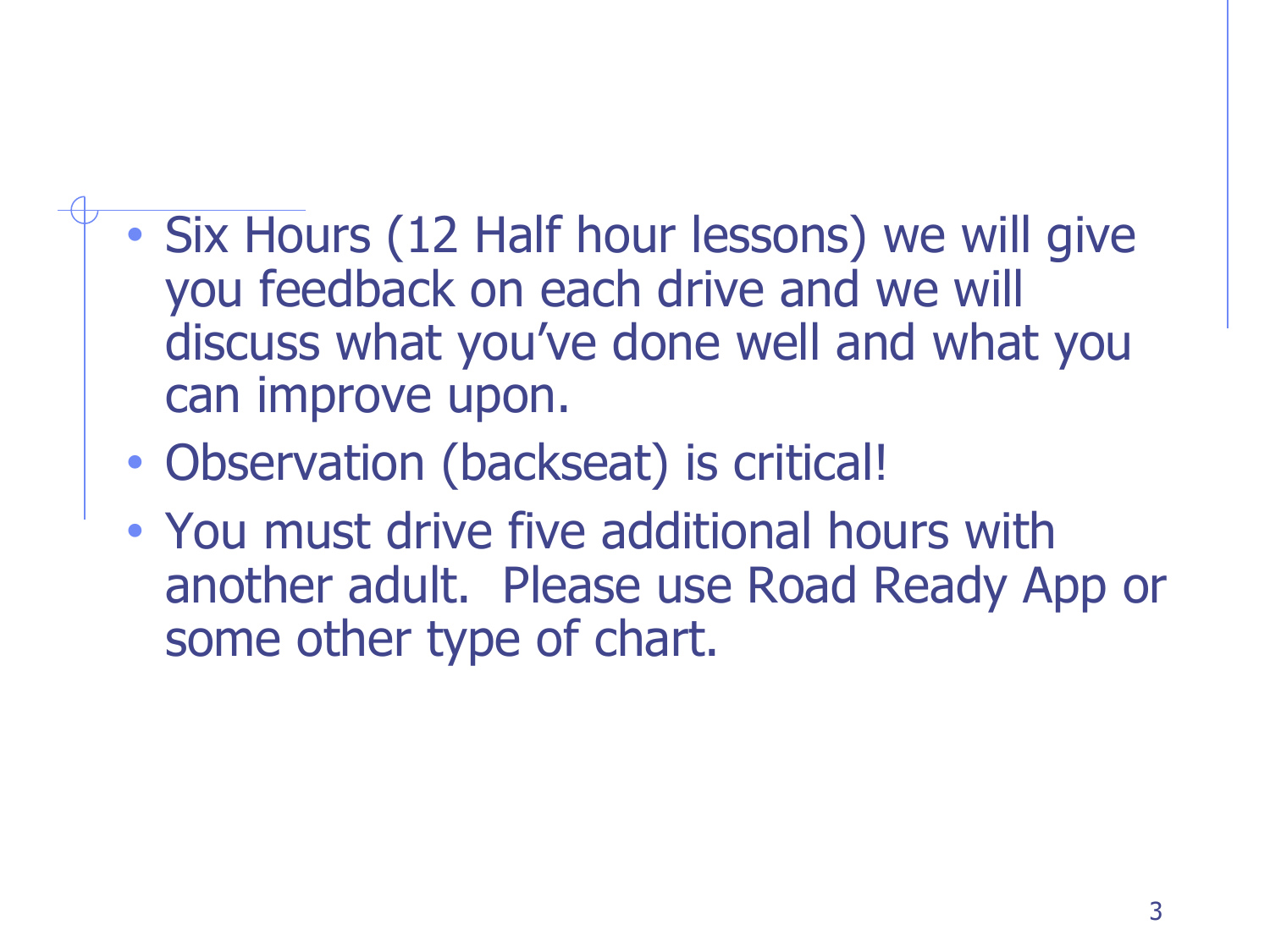- Six Hours (12 Half hour lessons) we will give you feedback on each drive and we will discuss what you've done well and what you can improve upon.
- Observation (backseat) is critical!
- You must drive five additional hours with another adult.  Please use Road Ready App or some other type of chart.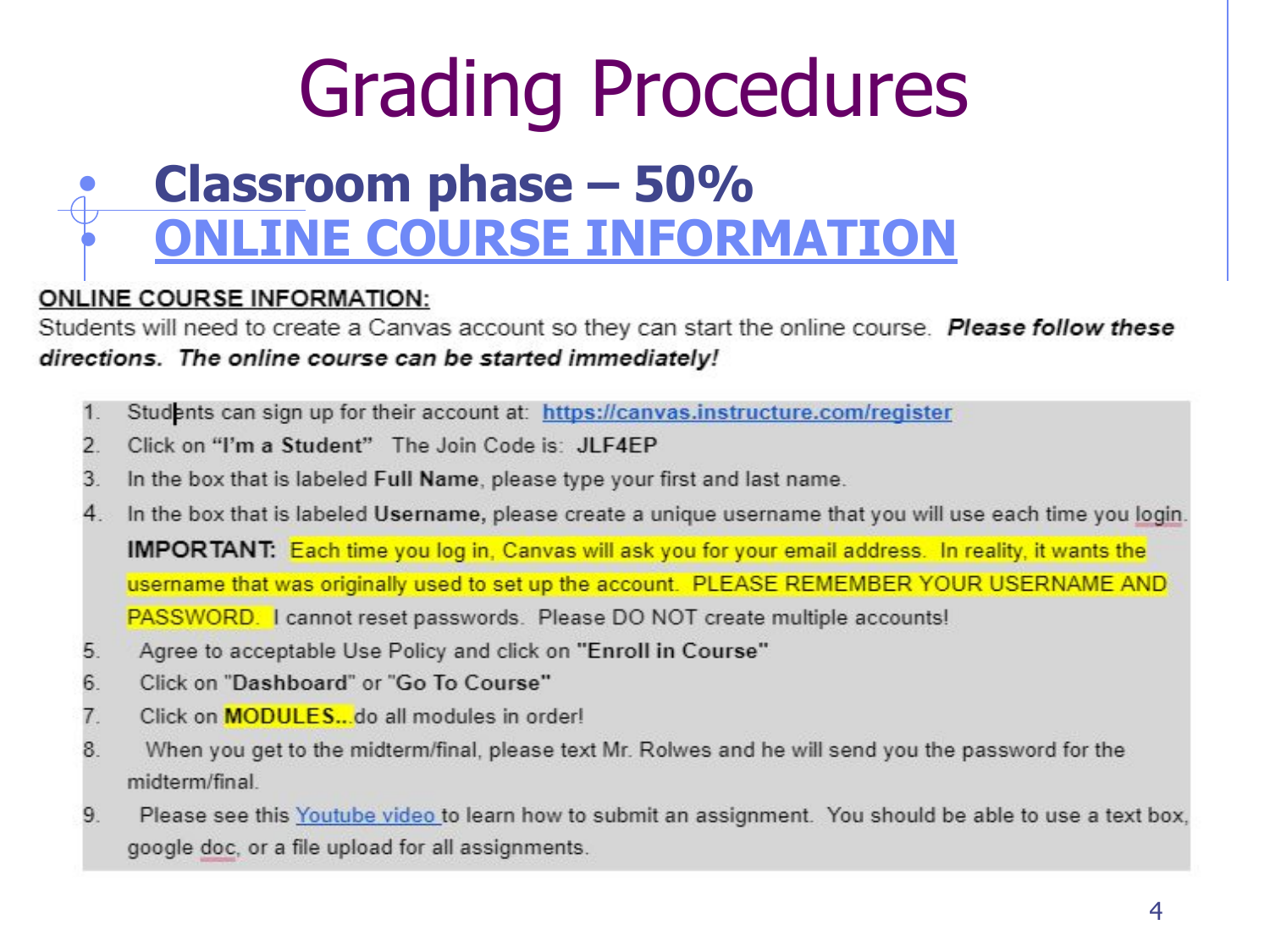# Grading Procedures

- **Classroom phase – 50%**
- **ONLINE COURSE INFORMATION**

**ONLINE COURSE INFORMATION:**

Students will need to create a Canvas account so they can start the online course. ***Please follow these directions. The online course can be started immediately!***

1. Students can sign up for their account at: https://canvas.instructure.com/register
2. Click on **"I'm a Student"** The Join Code is: **JLF4EP**
3. In the box that is labeled **Full Name**, please type your first and last name.
4. In the box that is labeled **Username,** please create a unique username that you will use each time you login.
   **IMPORTANT:** Each time you log in, Canvas will ask you for your email address. In reality, it wants the username that was originally used to set up the account. PLEASE REMEMBER YOUR USERNAME AND PASSWORD. I cannot reset passwords. Please DO NOT create multiple accounts!
5. Agree to acceptable Use Policy and click on **"Enroll in Course"**
6. Click on "**Dashboard**" or "**Go To Course"**
7. Click on **MODULES...**do all modules in order!
8. When you get to the midterm/final, please text Mr. Rolwes and he will send you the password for the midterm/final.
9. Please see this Youtube video to learn how to submit an assignment. You should be able to use a text box, google doc, or a file upload for all assignments.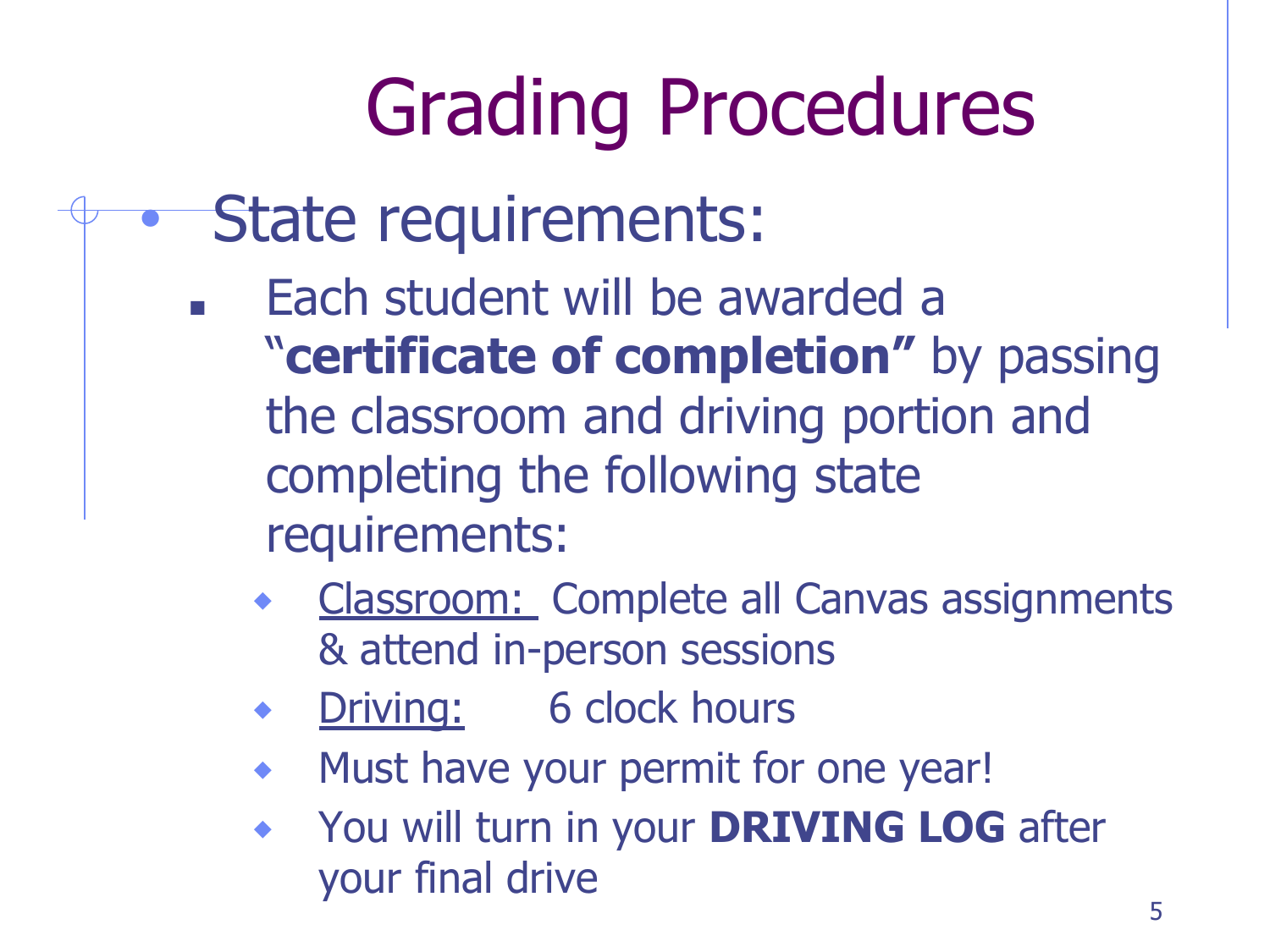# Grading Procedures

- State requirements:
  - Each student will be awarded a "**certificate of completion"** by passing the classroom and driving portion and completing the following state requirements:
    - Classroom: Complete all Canvas assignments & attend in-person sessions
    - Driving: 6 clock hours
    - Must have your permit for one year!
    - You will turn in your **DRIVING LOG** after your final drive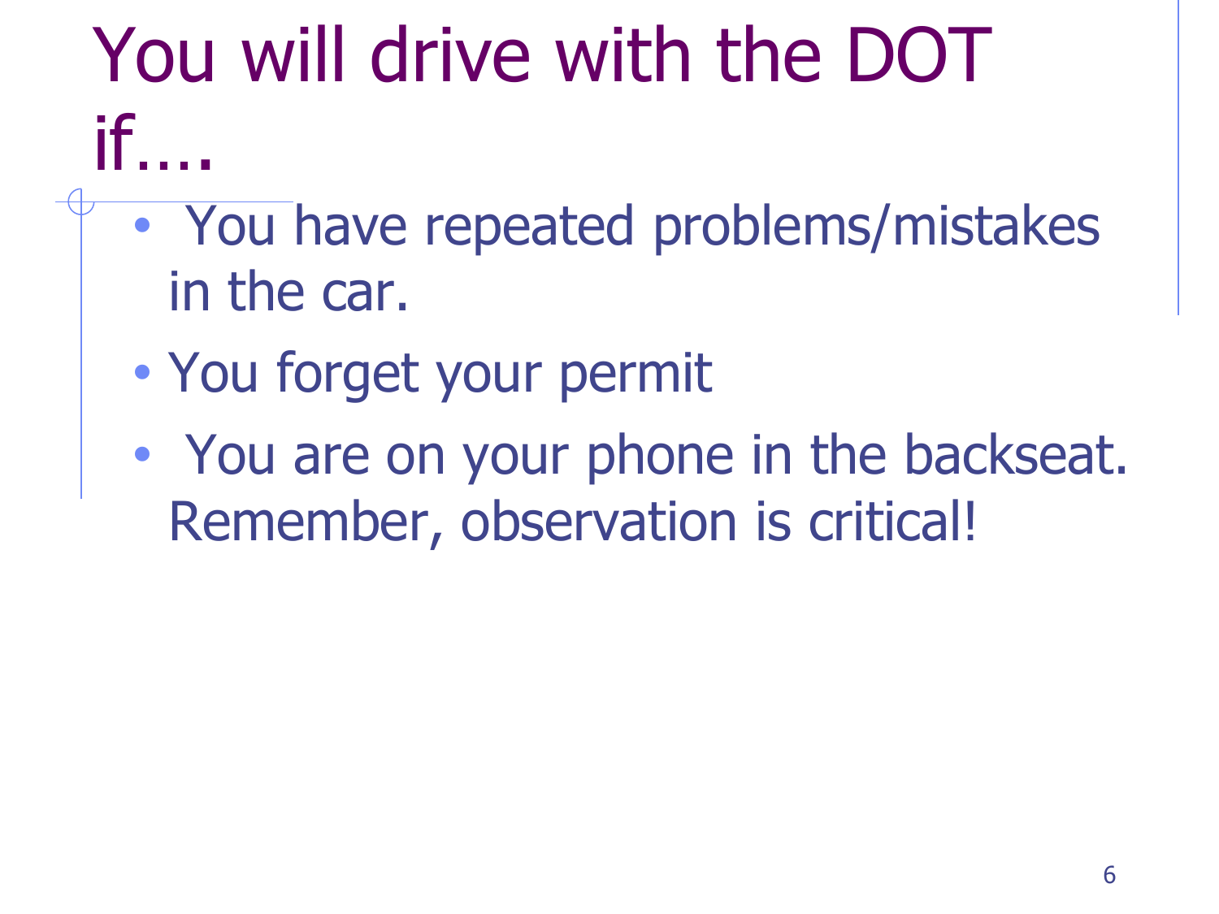# You will drive with the DOT if….

- You have repeated problems/mistakes in the car.
- You forget your permit
- You are on your phone in the backseat. Remember, observation is critical!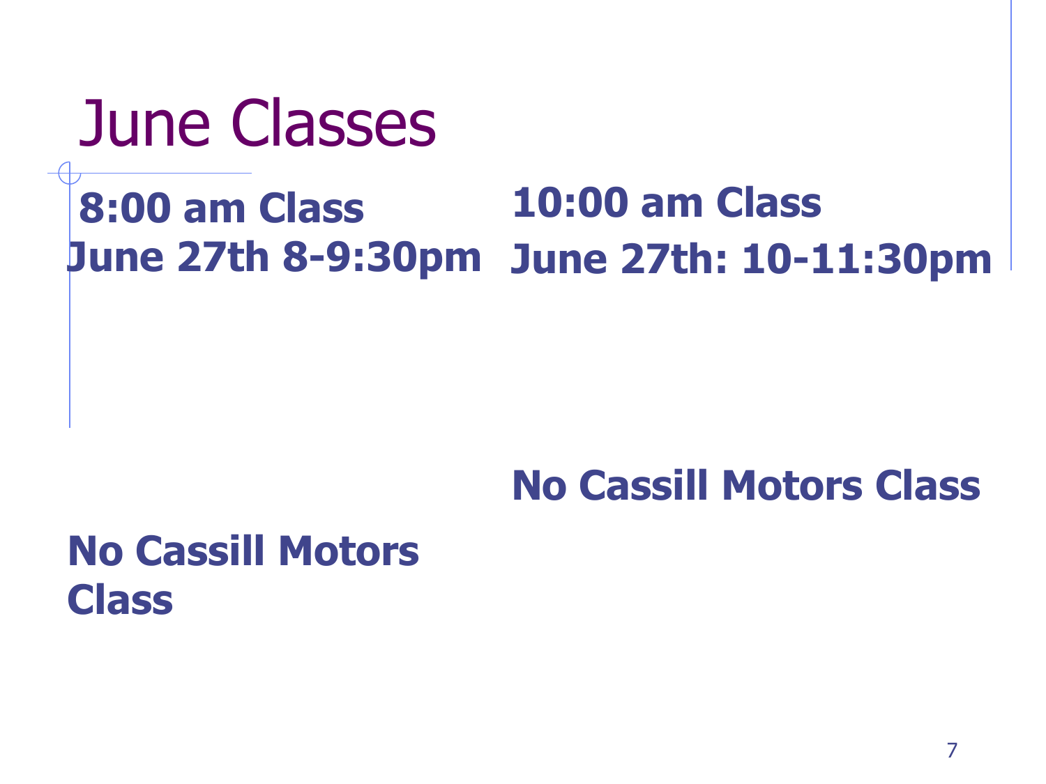# June Classes

**8:00 am Class**

**June 27th 8-9:30pm**

**No Cassill Motors Class**

**10:00 am Class**

**June 27th: 10-11:30pm**

**No Cassill Motors Class**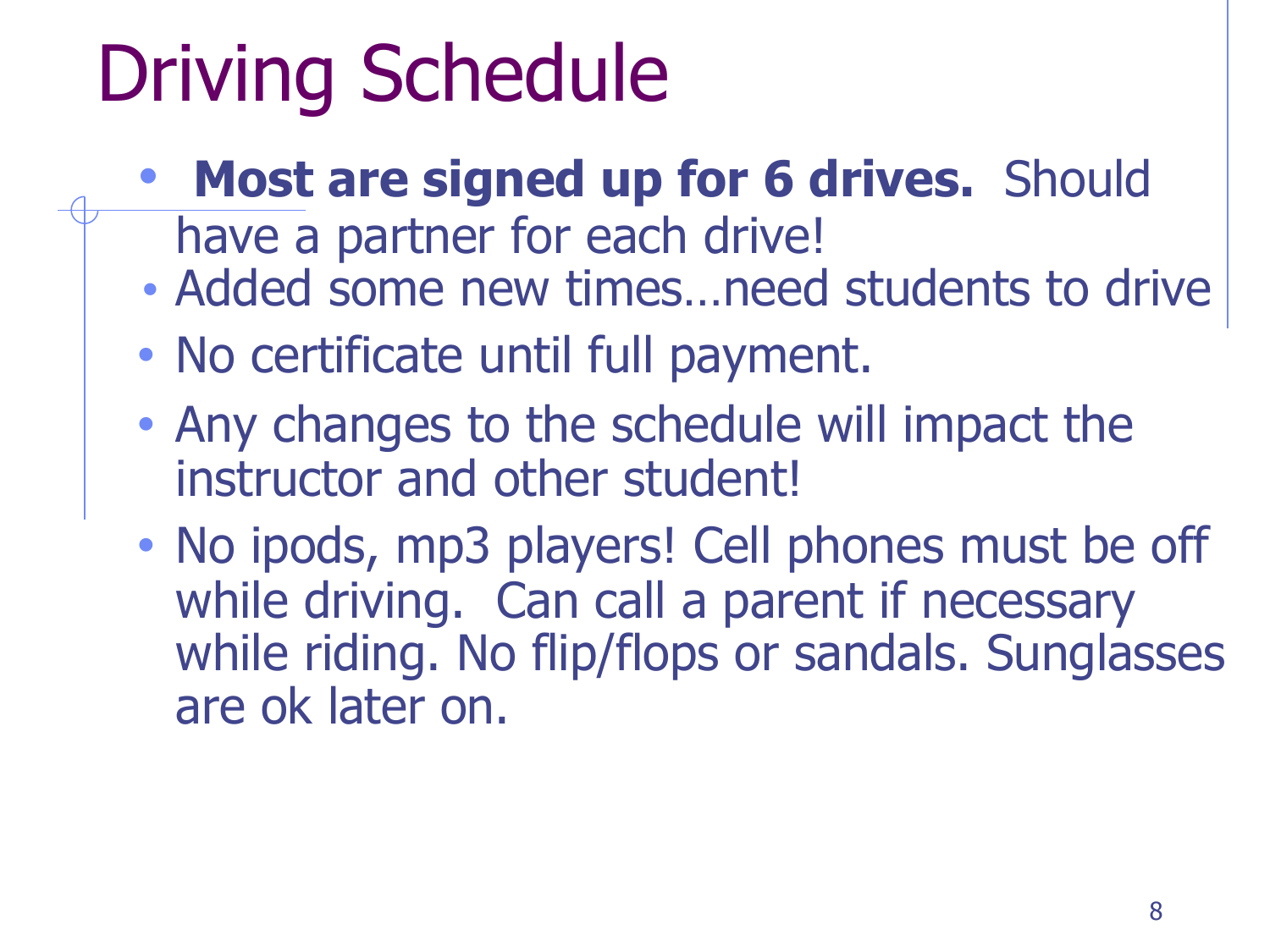# Driving Schedule

- **Most are signed up for 6 drives.** Should have a partner for each drive!
- Added some new times…need students to drive
- No certificate until full payment.
- Any changes to the schedule will impact the instructor and other student!
- No ipods, mp3 players! Cell phones must be off while driving. Can call a parent if necessary while riding. No flip/flops or sandals. Sunglasses are ok later on.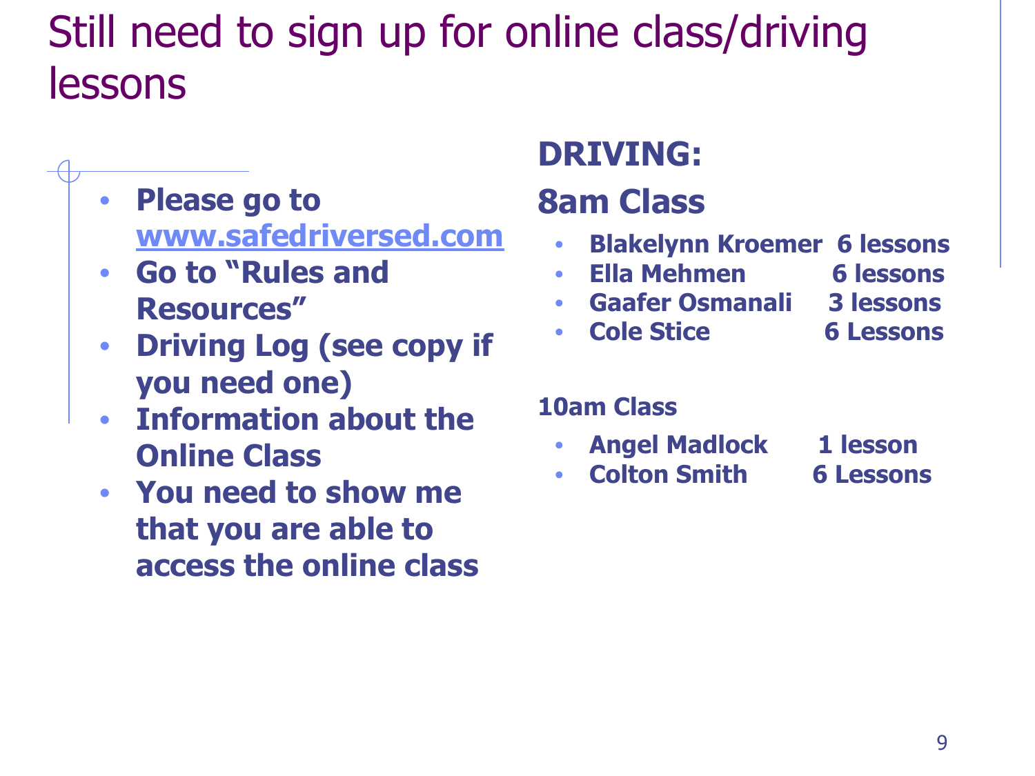# Still need to sign up for online class/driving lessons

- **Please go to [www.safedriversed.com](http://www.safedriversed.com)**
- **Go to "Rules and Resources"**
- **Driving Log (see copy if you need one)**
- **Information about the Online Class**
- **You need to show me that you are able to access the online class**

## DRIVING:

## 8am Class

- **Blakelynn Kroemer 6 lessons**
- **Ella Mehmen 6 lessons**
- **Gaafer Osmanali 3 lessons**
- **Cole Stice 6 Lessons**

**10am Class**

- **Angel Madlock 1 lesson**
- **Colton Smith 6 Lessons**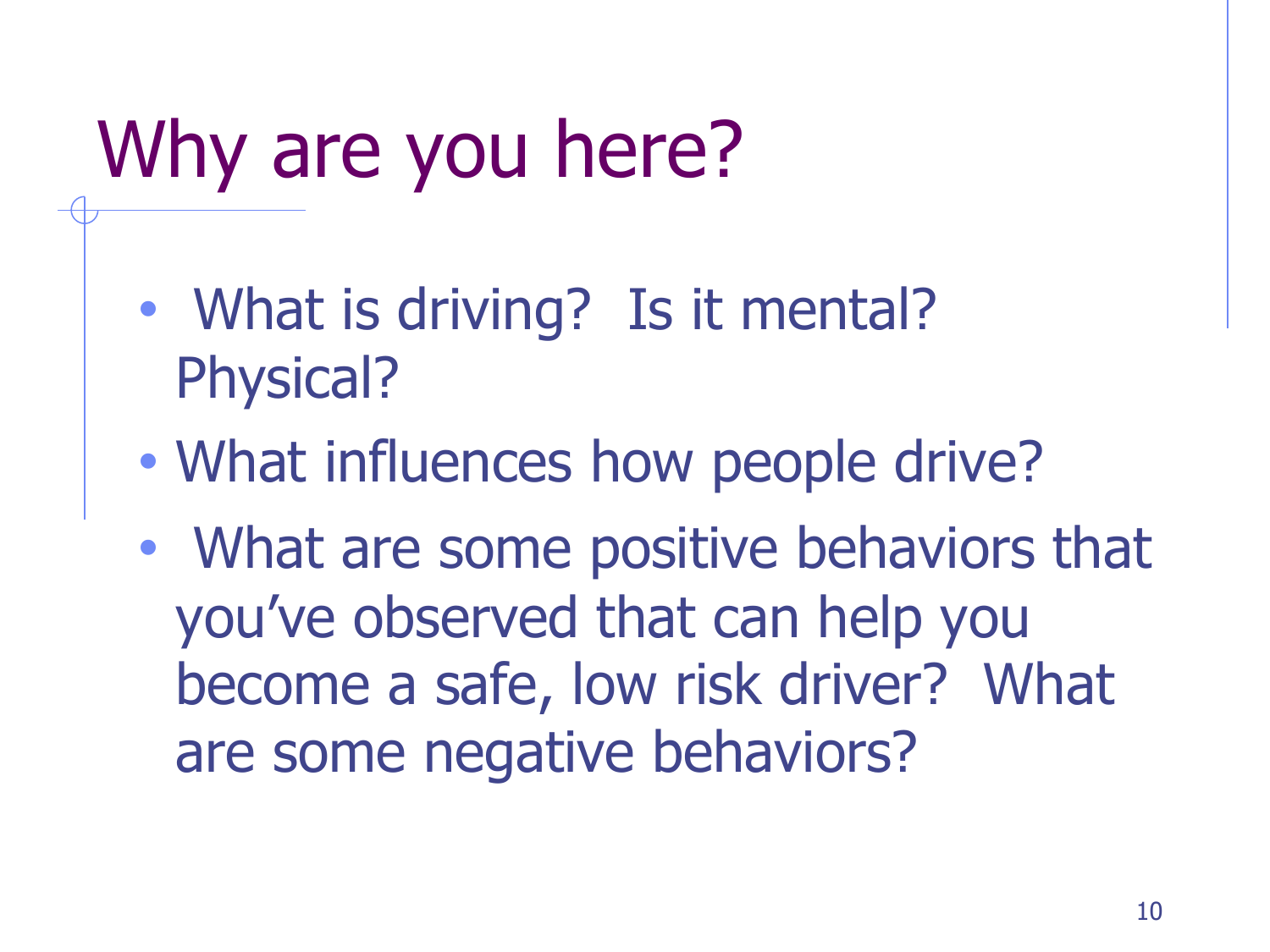# Why are you here?

- What is driving? Is it mental? Physical?
- What influences how people drive?
- What are some positive behaviors that you've observed that can help you become a safe, low risk driver? What are some negative behaviors?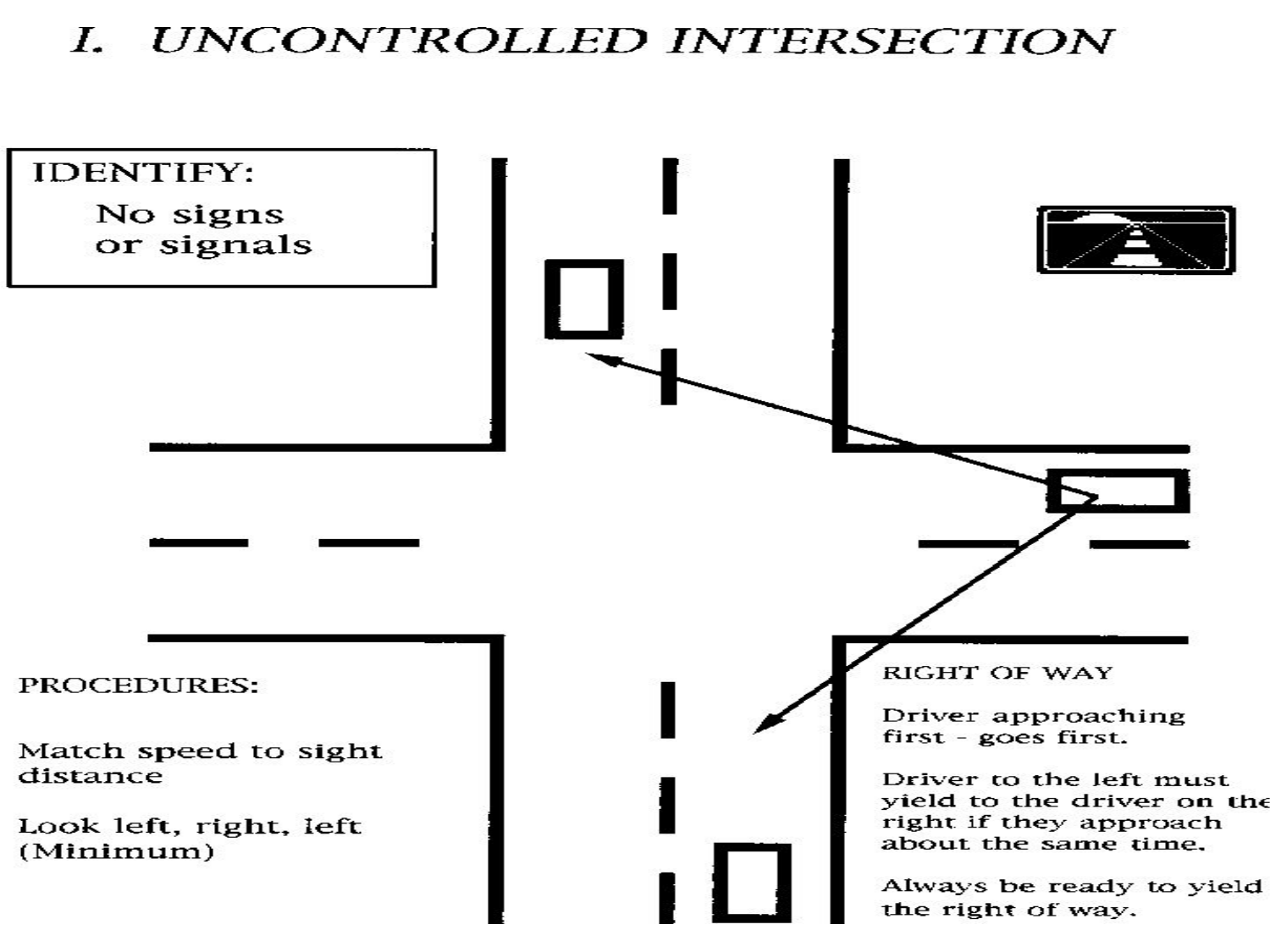# *I. UNCONTROLLED INTERSECTION*

IDENTIFY:

No signs or signals

PROCEDURES:

Match speed to sight distance

Look left, right, left (Minimum)

RIGHT OF WAY

Driver approaching first - goes first.

Driver to the left must yield to the driver on the right if they approach about the same time.

Always be ready to yield the right of way.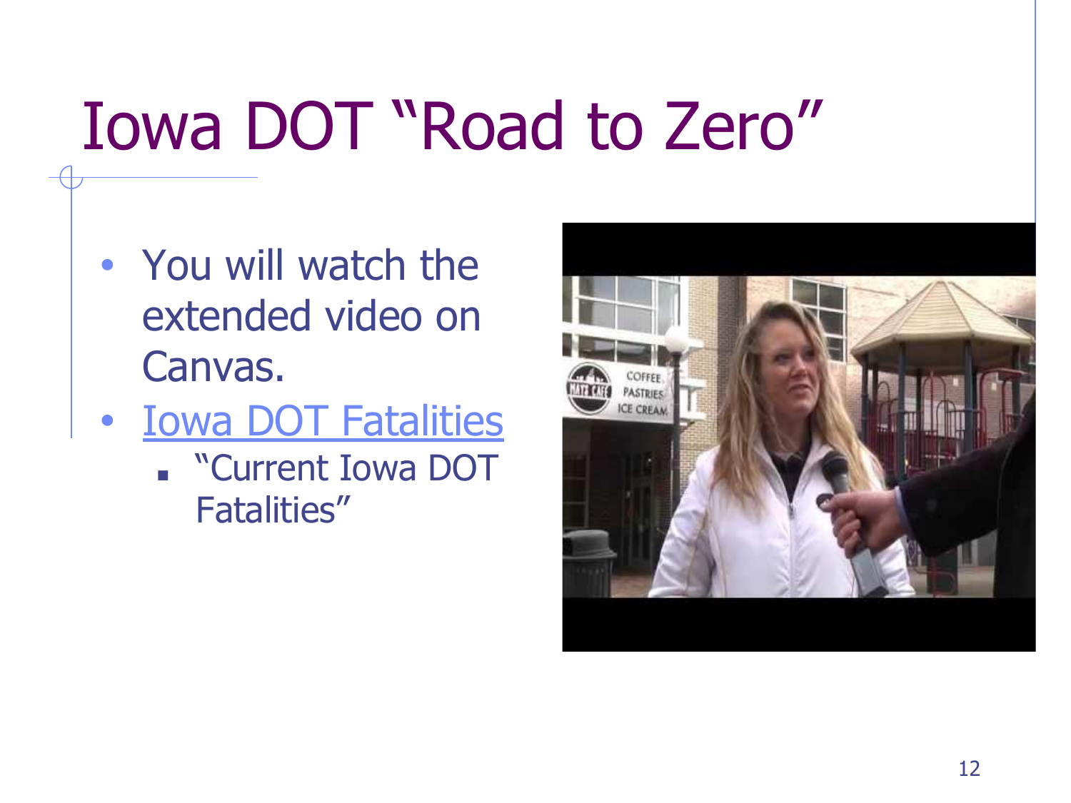# Iowa DOT "Road to Zero"

- You will watch the extended video on Canvas.
- Iowa DOT Fatalities
  - "Current Iowa DOT Fatalities"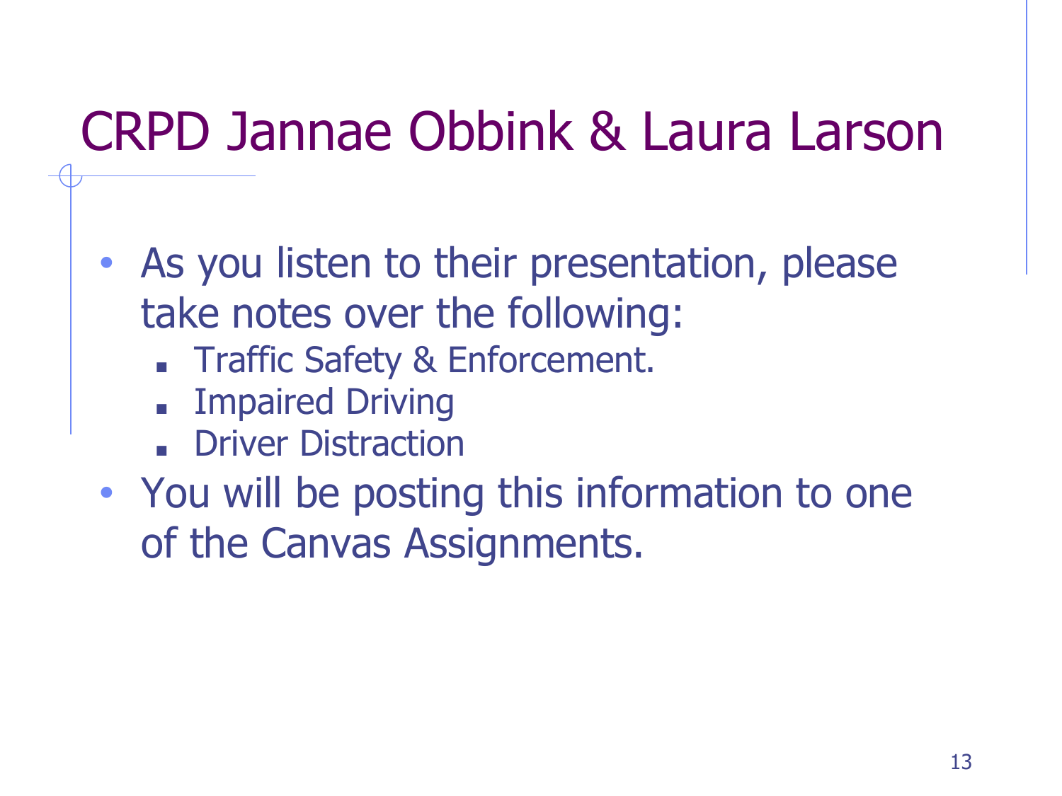# CRPD Jannae Obbink & Laura Larson

- As you listen to their presentation, please take notes over the following:
  - Traffic Safety & Enforcement.
  - Impaired Driving
  - Driver Distraction
- You will be posting this information to one of the Canvas Assignments.